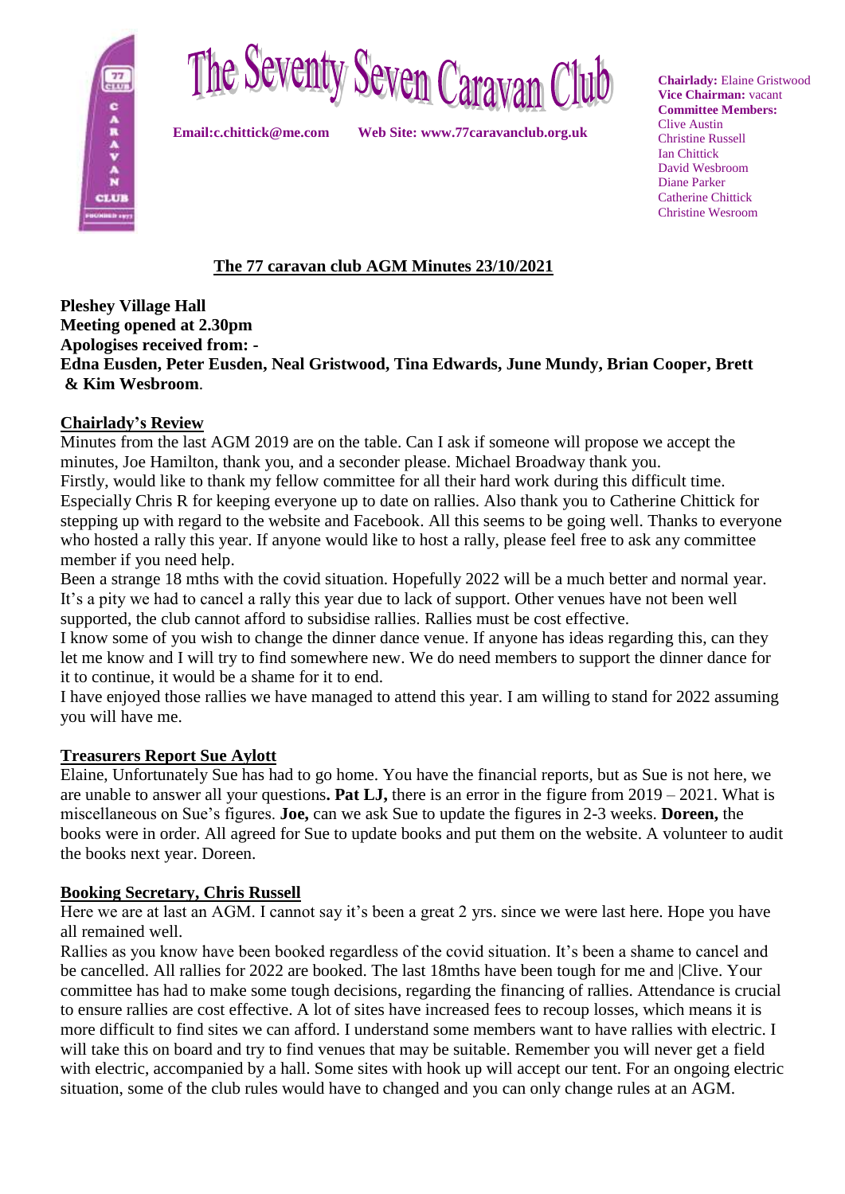# The Seventy Seven Caravan Club

**Email:c.chittick@me.com** **Web Site: www.77caravanclub.org.uk**

**Chairlady:** Elaine Gristwood
**Vice Chairman:** vacant
**Committee Members:**
Clive Austin
Christine Russell
Ian Chittick
David Wesbroom
Diane Parker
Catherine Chittick
Christine Wesroom

## The 77 caravan club AGM Minutes 23/10/2021

**Pleshey Village Hall**
**Meeting opened at 2.30pm**
**Apologises received from: -**
**Edna Eusden, Peter Eusden, Neal Gristwood, Tina Edwards, June Mundy, Brian Cooper, Brett & Kim Wesbroom**.

### Chairlady's Review

Minutes from the last AGM 2019 are on the table. Can I ask if someone will propose we accept the minutes, Joe Hamilton, thank you, and a seconder please. Michael Broadway thank you.
Firstly, would like to thank my fellow committee for all their hard work during this difficult time. Especially Chris R for keeping everyone up to date on rallies. Also thank you to Catherine Chittick for stepping up with regard to the website and Facebook. All this seems to be going well. Thanks to everyone who hosted a rally this year. If anyone would like to host a rally, please feel free to ask any committee member if you need help.
Been a strange 18 mths with the covid situation. Hopefully 2022 will be a much better and normal year. It's a pity we had to cancel a rally this year due to lack of support. Other venues have not been well supported, the club cannot afford to subsidise rallies. Rallies must be cost effective.
I know some of you wish to change the dinner dance venue. If anyone has ideas regarding this, can they let me know and I will try to find somewhere new. We do need members to support the dinner dance for it to continue, it would be a shame for it to end.
I have enjoyed those rallies we have managed to attend this year. I am willing to stand for 2022 assuming you will have me.

### Treasurers Report Sue Aylott

Elaine, Unfortunately Sue has had to go home. You have the financial reports, but as Sue is not here, we are unable to answer all your questions**. Pat LJ,** there is an error in the figure from 2019 – 2021. What is miscellaneous on Sue's figures. **Joe,** can we ask Sue to update the figures in 2-3 weeks. **Doreen,** the books were in order. All agreed for Sue to update books and put them on the website. A volunteer to audit the books next year. Doreen.

### Booking Secretary, Chris Russell

Here we are at last an AGM. I cannot say it's been a great 2 yrs. since we were last here. Hope you have all remained well.
Rallies as you know have been booked regardless of the covid situation. It's been a shame to cancel and be cancelled. All rallies for 2022 are booked. The last 18mths have been tough for me and |Clive. Your committee has had to make some tough decisions, regarding the financing of rallies. Attendance is crucial to ensure rallies are cost effective. A lot of sites have increased fees to recoup losses, which means it is more difficult to find sites we can afford. I understand some members want to have rallies with electric. I will take this on board and try to find venues that may be suitable. Remember you will never get a field with electric, accompanied by a hall. Some sites with hook up will accept our tent. For an ongoing electric situation, some of the club rules would have to changed and you can only change rules at an AGM.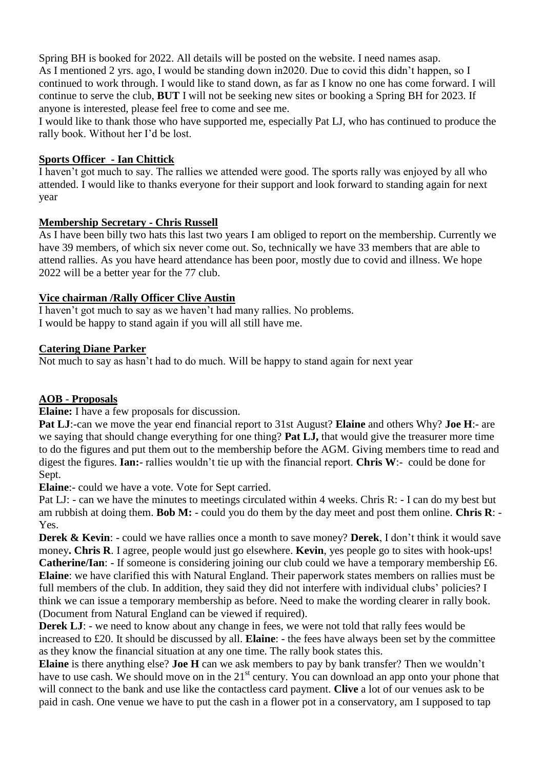Spring BH is booked for 2022. All details will be posted on the website. I need names asap.
As I mentioned 2 yrs. ago, I would be standing down in2020. Due to covid this didn't happen, so I continued to work through. I would like to stand down, as far as I know no one has come forward. I will continue to serve the club, **BUT** I will not be seeking new sites or booking a Spring BH for 2023. If anyone is interested, please feel free to come and see me.
I would like to thank those who have supported me, especially Pat LJ, who has continued to produce the rally book. Without her I'd be lost.

**Sports Officer - Ian Chittick**

I haven't got much to say. The rallies we attended were good. The sports rally was enjoyed by all who attended. I would like to thanks everyone for their support and look forward to standing again for next year

**Membership Secretary - Chris Russell**

As I have been billy two hats this last two years I am obliged to report on the membership. Currently we have 39 members, of which six never come out. So, technically we have 33 members that are able to attend rallies. As you have heard attendance has been poor, mostly due to covid and illness. We hope 2022 will be a better year for the 77 club.

**Vice chairman /Rally Officer Clive Austin**

I haven't got much to say as we haven't had many rallies. No problems.
I would be happy to stand again if you will all still have me.

**Catering Diane Parker**

Not much to say as hasn't had to do much. Will be happy to stand again for next year

**AOB - Proposals**

**Elaine:** I have a few proposals for discussion.

**Pat LJ**:-can we move the year end financial report to 31st August? **Elaine** and others Why? **Joe H**:- are we saying that should change everything for one thing? **Pat LJ,** that would give the treasurer more time to do the figures and put them out to the membership before the AGM. Giving members time to read and digest the figures. **Ian:**- rallies wouldn't tie up with the financial report. **Chris W**:- could be done for Sept.

**Elaine**:- could we have a vote. Vote for Sept carried.

Pat LJ: - can we have the minutes to meetings circulated within 4 weeks. Chris R: - I can do my best but am rubbish at doing them. **Bob M:** - could you do them by the day meet and post them online. **Chris R**: - Yes.

**Derek & Kevin**: - could we have rallies once a month to save money? **Derek**, I don't think it would save money**. Chris R**. I agree, people would just go elsewhere. **Kevin**, yes people go to sites with hook-ups!

**Catherine/Ian**: - If someone is considering joining our club could we have a temporary membership £6. **Elaine**: we have clarified this with Natural England. Their paperwork states members on rallies must be full members of the club. In addition, they said they did not interfere with individual clubs' policies? I think we can issue a temporary membership as before. Need to make the wording clearer in rally book. (Document from Natural England can be viewed if required).

**Derek LJ**: - we need to know about any change in fees, we were not told that rally fees would be increased to £20. It should be discussed by all. **Elaine**: - the fees have always been set by the committee as they know the financial situation at any one time. The rally book states this.

**Elaine** is there anything else? **Joe H** can we ask members to pay by bank transfer? Then we wouldn't have to use cash. We should move on in the 21st century. You can download an app onto your phone that will connect to the bank and use like the contactless card payment. **Clive** a lot of our venues ask to be paid in cash. One venue we have to put the cash in a flower pot in a conservatory, am I supposed to tap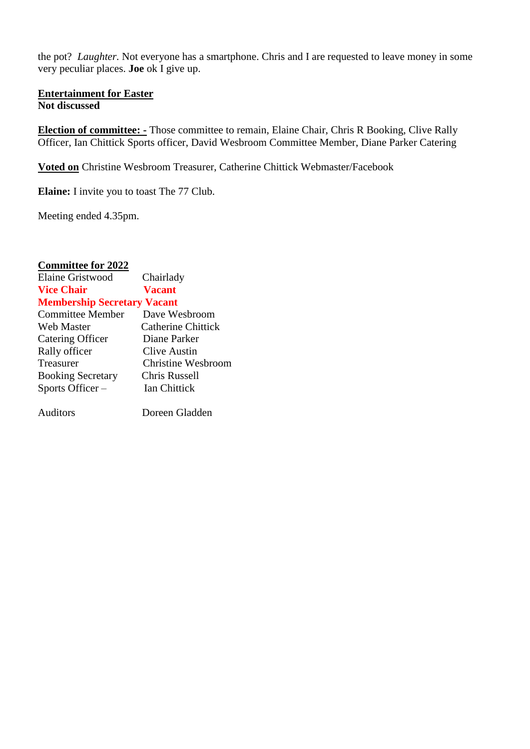the pot? *Laughter*. Not everyone has a smartphone. Chris and I are requested to leave money in some very peculiar places. **Joe** ok I give up.

**Entertainment for Easter**
**Not discussed**

**Election of committee: -** Those committee to remain, Elaine Chair, Chris R Booking, Clive Rally Officer, Ian Chittick Sports officer, David Wesbroom Committee Member, Diane Parker Catering

**Voted on** Christine Wesbroom Treasurer, Catherine Chittick Webmaster/Facebook

**Elaine:** I invite you to toast The 77 Club.

Meeting ended 4.35pm.

**Committee for 2022**

| | |
|---|---|
| Elaine Gristwood | Chairlady |
| **Vice Chair** | **Vacant** |
| **Membership Secretary** | **Vacant** |
| Committee Member | Dave Wesbroom |
| Web Master | Catherine Chittick |
| Catering Officer | Diane Parker |
| Rally officer | Clive Austin |
| Treasurer | Christine Wesbroom |
| Booking Secretary | Chris Russell |
| Sports Officer – | Ian Chittick |
| | |
| Auditors | Doreen Gladden |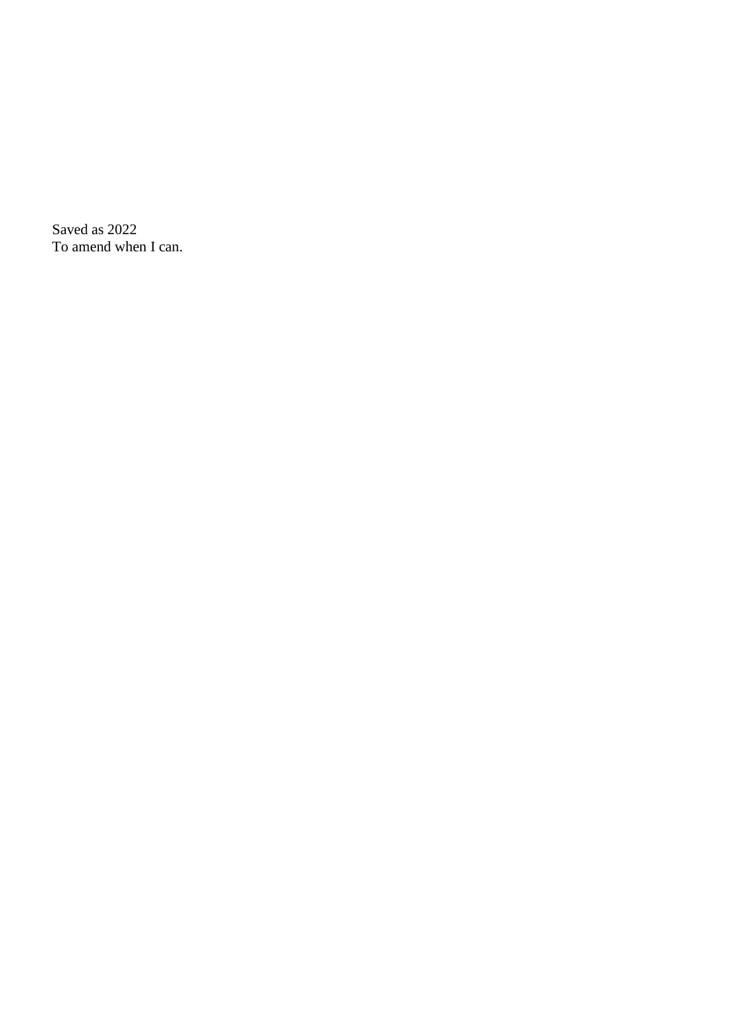Saved as 2022
To amend when I can.